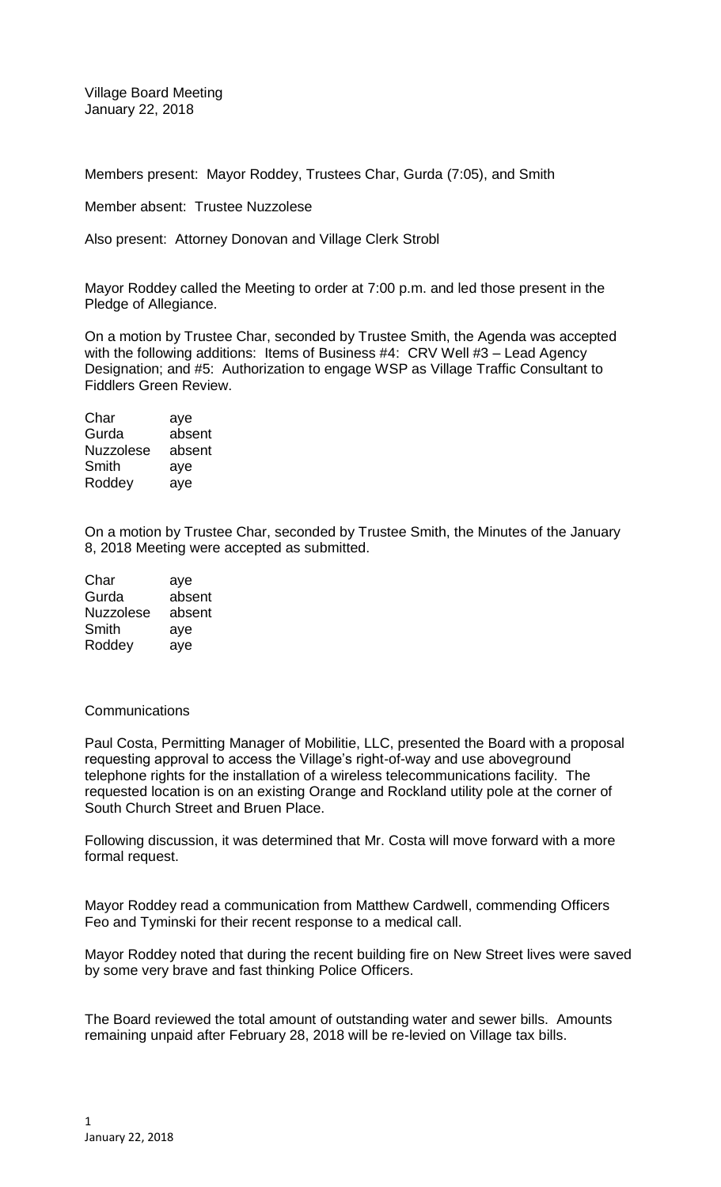Village Board Meeting
January 22, 2018

Members present: Mayor Roddey, Trustees Char, Gurda (7:05), and Smith

Member absent: Trustee Nuzzolese

Also present: Attorney Donovan and Village Clerk Strobl

Mayor Roddey called the Meeting to order at 7:00 p.m. and led those present in the Pledge of Allegiance.

On a motion by Trustee Char, seconded by Trustee Smith, the Agenda was accepted with the following additions: Items of Business #4: CRV Well #3 – Lead Agency Designation; and #5: Authorization to engage WSP as Village Traffic Consultant to Fiddlers Green Review.

| | |
|---|---|
| Char | aye |
| Gurda | absent |
| Nuzzolese | absent |
| Smith | aye |
| Roddey | aye |

On a motion by Trustee Char, seconded by Trustee Smith, the Minutes of the January 8, 2018 Meeting were accepted as submitted.

| | |
|---|---|
| Char | aye |
| Gurda | absent |
| Nuzzolese | absent |
| Smith | aye |
| Roddey | aye |

Communications

Paul Costa, Permitting Manager of Mobilitie, LLC, presented the Board with a proposal requesting approval to access the Village's right-of-way and use aboveground telephone rights for the installation of a wireless telecommunications facility. The requested location is on an existing Orange and Rockland utility pole at the corner of South Church Street and Bruen Place.

Following discussion, it was determined that Mr. Costa will move forward with a more formal request.

Mayor Roddey read a communication from Matthew Cardwell, commending Officers Feo and Tyminski for their recent response to a medical call.

Mayor Roddey noted that during the recent building fire on New Street lives were saved by some very brave and fast thinking Police Officers.

The Board reviewed the total amount of outstanding water and sewer bills. Amounts remaining unpaid after February 28, 2018 will be re-levied on Village tax bills.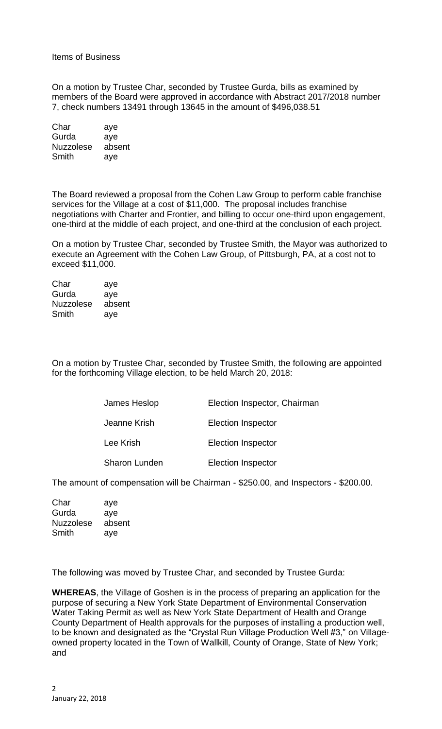Items of Business

On a motion by Trustee Char, seconded by Trustee Gurda, bills as examined by members of the Board were approved in accordance with Abstract 2017/2018 number 7, check numbers 13491 through 13645 in the amount of $496,038.51

| | |
|---|---|
| Char | aye |
| Gurda | aye |
| Nuzzolese | absent |
| Smith | aye |

The Board reviewed a proposal from the Cohen Law Group to perform cable franchise services for the Village at a cost of $11,000. The proposal includes franchise negotiations with Charter and Frontier, and billing to occur one-third upon engagement, one-third at the middle of each project, and one-third at the conclusion of each project.

On a motion by Trustee Char, seconded by Trustee Smith, the Mayor was authorized to execute an Agreement with the Cohen Law Group, of Pittsburgh, PA, at a cost not to exceed $11,000.

| | |
|---|---|
| Char | aye |
| Gurda | aye |
| Nuzzolese | absent |
| Smith | aye |

On a motion by Trustee Char, seconded by Trustee Smith, the following are appointed for the forthcoming Village election, to be held March 20, 2018:

| | |
|---|---|
| James Heslop | Election Inspector, Chairman |
| Jeanne Krish | Election Inspector |
| Lee Krish | Election Inspector |
| Sharon Lunden | Election Inspector |

The amount of compensation will be Chairman - $250.00, and Inspectors - $200.00.

| | |
|---|---|
| Char | aye |
| Gurda | aye |
| Nuzzolese | absent |
| Smith | aye |

The following was moved by Trustee Char, and seconded by Trustee Gurda:

**WHEREAS**, the Village of Goshen is in the process of preparing an application for the purpose of securing a New York State Department of Environmental Conservation Water Taking Permit as well as New York State Department of Health and Orange County Department of Health approvals for the purposes of installing a production well, to be known and designated as the "Crystal Run Village Production Well #3," on Village-owned property located in the Town of Wallkill, County of Orange, State of New York; and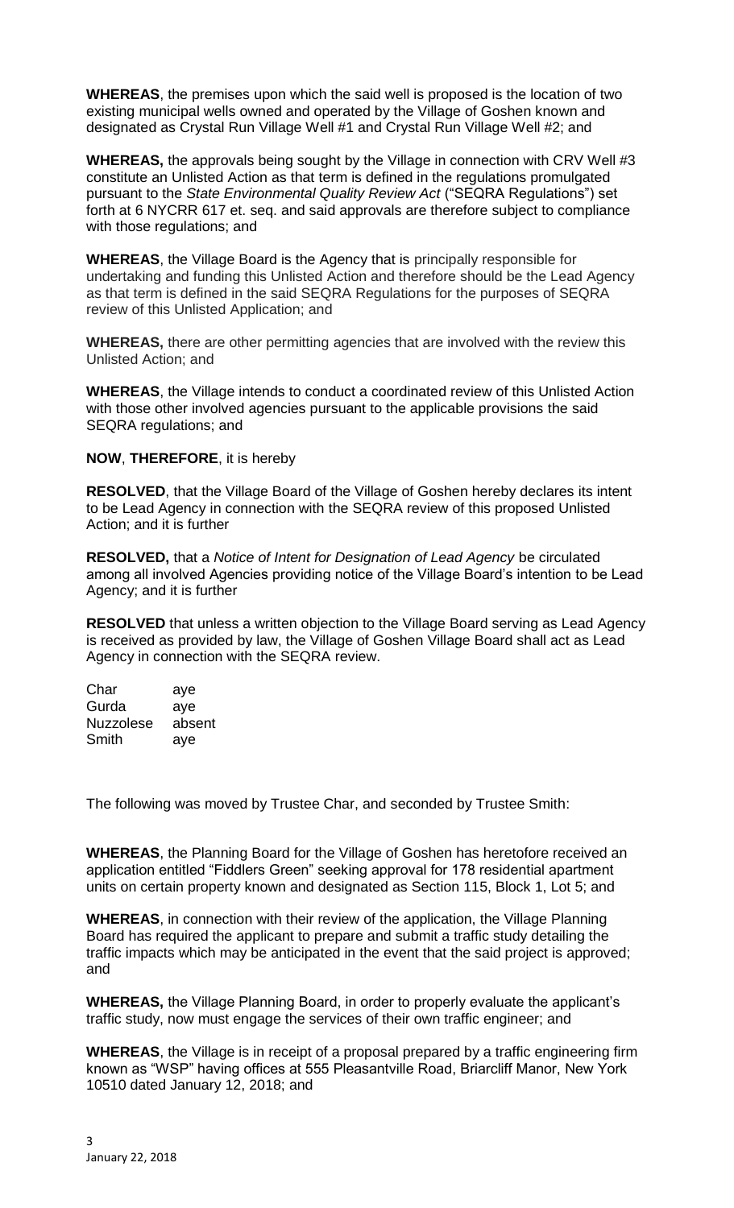**WHEREAS**, the premises upon which the said well is proposed is the location of two existing municipal wells owned and operated by the Village of Goshen known and designated as Crystal Run Village Well #1 and Crystal Run Village Well #2; and

**WHEREAS,** the approvals being sought by the Village in connection with CRV Well #3 constitute an Unlisted Action as that term is defined in the regulations promulgated pursuant to the *State Environmental Quality Review Act* ("SEQRA Regulations") set forth at 6 NYCRR 617 et. seq. and said approvals are therefore subject to compliance with those regulations; and

**WHEREAS**, the Village Board is the Agency that is principally responsible for undertaking and funding this Unlisted Action and therefore should be the Lead Agency as that term is defined in the said SEQRA Regulations for the purposes of SEQRA review of this Unlisted Application; and

**WHEREAS,** there are other permitting agencies that are involved with the review this Unlisted Action; and

**WHEREAS**, the Village intends to conduct a coordinated review of this Unlisted Action with those other involved agencies pursuant to the applicable provisions the said SEQRA regulations; and

**NOW**, **THEREFORE**, it is hereby

**RESOLVED**, that the Village Board of the Village of Goshen hereby declares its intent to be Lead Agency in connection with the SEQRA review of this proposed Unlisted Action; and it is further

**RESOLVED,** that a *Notice of Intent for Designation of Lead Agency* be circulated among all involved Agencies providing notice of the Village Board's intention to be Lead Agency; and it is further

**RESOLVED** that unless a written objection to the Village Board serving as Lead Agency is received as provided by law, the Village of Goshen Village Board shall act as Lead Agency in connection with the SEQRA review.

Char aye
Gurda aye
Nuzzolese absent
Smith aye

The following was moved by Trustee Char, and seconded by Trustee Smith:

**WHEREAS**, the Planning Board for the Village of Goshen has heretofore received an application entitled "Fiddlers Green" seeking approval for 178 residential apartment units on certain property known and designated as Section 115, Block 1, Lot 5; and

**WHEREAS**, in connection with their review of the application, the Village Planning Board has required the applicant to prepare and submit a traffic study detailing the traffic impacts which may be anticipated in the event that the said project is approved; and

**WHEREAS,** the Village Planning Board, in order to properly evaluate the applicant's traffic study, now must engage the services of their own traffic engineer; and

**WHEREAS**, the Village is in receipt of a proposal prepared by a traffic engineering firm known as "WSP" having offices at 555 Pleasantville Road, Briarcliff Manor, New York 10510 dated January 12, 2018; and

January 22, 2018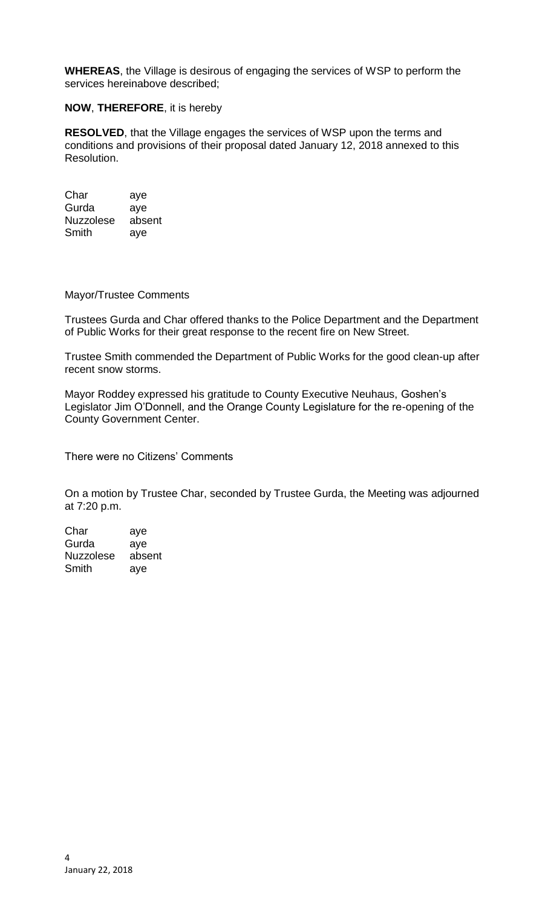**WHEREAS**, the Village is desirous of engaging the services of WSP to perform the services hereinabove described;

**NOW**, **THEREFORE**, it is hereby

**RESOLVED**, that the Village engages the services of WSP upon the terms and conditions and provisions of their proposal dated January 12, 2018 annexed to this Resolution.

| | |
|---|---|
| Char | aye |
| Gurda | aye |
| Nuzzolese | absent |
| Smith | aye |

Mayor/Trustee Comments

Trustees Gurda and Char offered thanks to the Police Department and the Department of Public Works for their great response to the recent fire on New Street.

Trustee Smith commended the Department of Public Works for the good clean-up after recent snow storms.

Mayor Roddey expressed his gratitude to County Executive Neuhaus, Goshen's Legislator Jim O'Donnell, and the Orange County Legislature for the re-opening of the County Government Center.

There were no Citizens' Comments

On a motion by Trustee Char, seconded by Trustee Gurda, the Meeting was adjourned at 7:20 p.m.

| | |
|---|---|
| Char | aye |
| Gurda | aye |
| Nuzzolese | absent |
| Smith | aye |

January 22, 2018